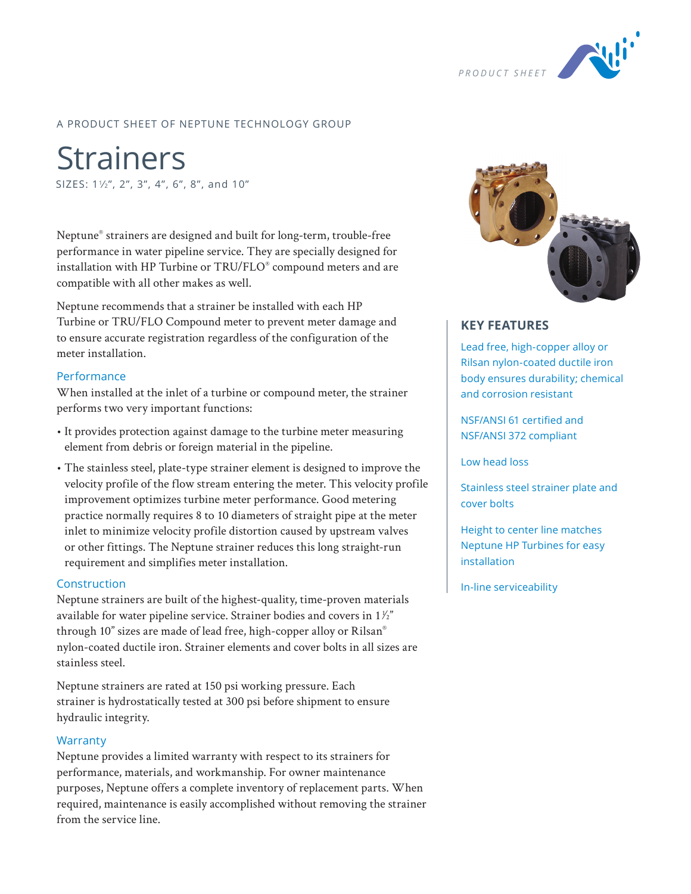PRODUCT SHEET

A PRODUCT SHEET OF NEPTUNE TECHNOLOGY GROUP

# Strainers

SIZES: 1½", 2", 3", 4", 6", 8", and 10"

Neptune® strainers are designed and built for long-term, trouble-free performance in water pipeline service. They are specially designed for installation with HP Turbine or TRU/FLO® compound meters and are compatible with all other makes as well.

Neptune recommends that a strainer be installed with each HP Turbine or TRU/FLO Compound meter to prevent meter damage and to ensure accurate registration regardless of the configuration of the meter installation.

## Performance

When installed at the inlet of a turbine or compound meter, the strainer performs two very important functions:

- It provides protection against damage to the turbine meter measuring element from debris or foreign material in the pipeline.
- The stainless steel, plate-type strainer element is designed to improve the velocity profile of the flow stream entering the meter. This velocity profile improvement optimizes turbine meter performance. Good metering practice normally requires 8 to 10 diameters of straight pipe at the meter inlet to minimize velocity profile distortion caused by upstream valves or other fittings. The Neptune strainer reduces this long straight-run requirement and simplifies meter installation.

## Construction

Neptune strainers are built of the highest-quality, time-proven materials available for water pipeline service. Strainer bodies and covers in 1½" through 10" sizes are made of lead free, high-copper alloy or Rilsan® nylon-coated ductile iron. Strainer elements and cover bolts in all sizes are stainless steel.

Neptune strainers are rated at 150 psi working pressure. Each strainer is hydrostatically tested at 300 psi before shipment to ensure hydraulic integrity.

## Warranty

Neptune provides a limited warranty with respect to its strainers for performance, materials, and workmanship. For owner maintenance purposes, Neptune offers a complete inventory of replacement parts. When required, maintenance is easily accomplished without removing the strainer from the service line.

## KEY FEATURES

- Lead free, high-copper alloy or Rilsan nylon-coated ductile iron body ensures durability; chemical and corrosion resistant
- NSF/ANSI 61 certified and NSF/ANSI 372 compliant
- Low head loss
- Stainless steel strainer plate and cover bolts
- Height to center line matches Neptune HP Turbines for easy installation
- In-line serviceability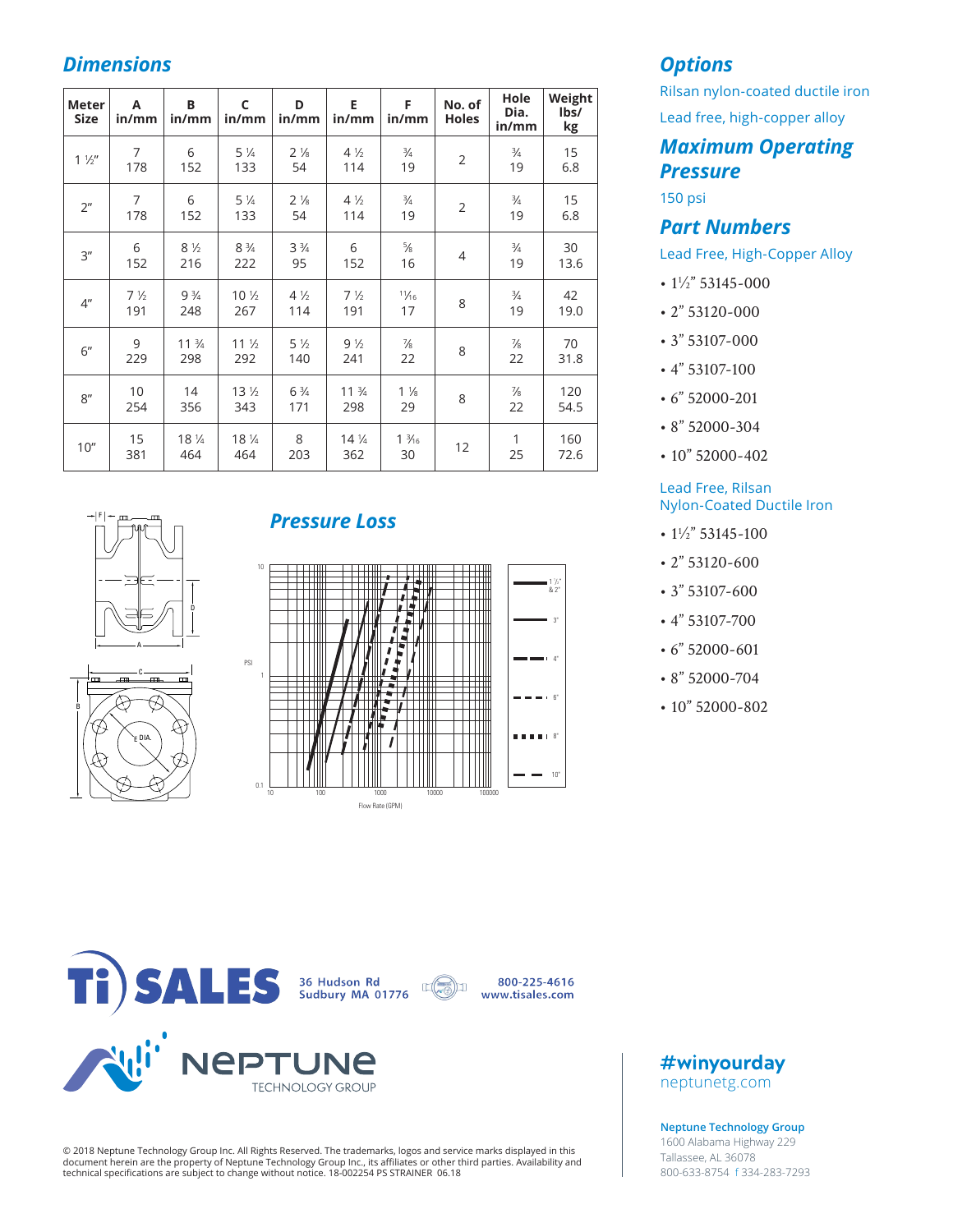## Dimensions

| Meter Size | A in/mm | B in/mm | C in/mm | D in/mm | E in/mm | F in/mm | No. of Holes | Hole Dia. in/mm | Weight lbs/ kg |
|---|---|---|---|---|---|---|---|---|---|
| 1 ½" | 7<br>178 | 6<br>152 | 5 ¼<br>133 | 2 ⅛<br>54 | 4 ½<br>114 | ¾<br>19 | 2 | ¾<br>19 | 15<br>6.8 |
| 2" | 7<br>178 | 6<br>152 | 5 ¼<br>133 | 2 ⅛<br>54 | 4 ½<br>114 | ¾<br>19 | 2 | ¾<br>19 | 15<br>6.8 |
| 3" | 6<br>152 | 8 ½<br>216 | 8 ¾<br>222 | 3 ¾<br>95 | 6<br>152 | ⅝<br>16 | 4 | ¾<br>19 | 30<br>13.6 |
| 4" | 7 ½<br>191 | 9 ¾<br>248 | 10 ½<br>267 | 4 ½<br>114 | 7 ½<br>191 | 11⁄16<br>17 | 8 | ¾<br>19 | 42<br>19.0 |
| 6" | 9<br>229 | 11 ¾<br>298 | 11 ½<br>292 | 5 ½<br>140 | 9 ½<br>241 | ⅞<br>22 | 8 | ⅞<br>22 | 70<br>31.8 |
| 8" | 10<br>254 | 14<br>356 | 13 ½<br>343 | 6 ¾<br>171 | 11 ¾<br>298 | 1 ⅛<br>29 | 8 | ⅞<br>22 | 120<br>54.5 |
| 10" | 15<br>381 | 18 ¼<br>464 | 18 ¼<br>464 | 8<br>203 | 14 ¼<br>362 | 1 3⁄16<br>30 | 12 | 1<br>25 | 160<br>72.6 |

F
A
D
C
B
E DIA.

## Pressure Loss

PSI
10
1
0.1
10
100
1000
10000
100000
Flow Rate (GPM)

1 ½" & 2"
3"
4"
6"
8"
10"

## Options

Rilsan nylon-coated ductile iron

Lead free, high-copper alloy

## Maximum Operating Pressure

150 psi

## Part Numbers

Lead Free, High-Copper Alloy

- 1½" 53145-000
- 2" 53120-000
- 3" 53107-000
- 4" 53107-100
- 6" 52000-201
- 8" 52000-304
- 10" 52000-402

Lead Free, Rilsan Nylon-Coated Ductile Iron

- 1½" 53145-100
- 2" 53120-600
- 3" 53107-600
- 4" 53107-700
- 6" 52000-601
- 8" 52000-704
- 10" 52000-802

Ti SALES
36 Hudson Rd
Sudbury MA 01776
800-225-4616
www.tisales.com

NEPTUNE TECHNOLOGY GROUP

#winyourday
neptunetg.com

**Neptune Technology Group**
1600 Alabama Highway 229
Tallassee, AL 36078
800-633-8754 f 334-283-7293

© 2018 Neptune Technology Group Inc. All Rights Reserved. The trademarks, logos and service marks displayed in this document herein are the property of Neptune Technology Group Inc., its affiliates or other third parties. Availability and technical specifications are subject to change without notice. 18-002254 PS STRAINER 06.18